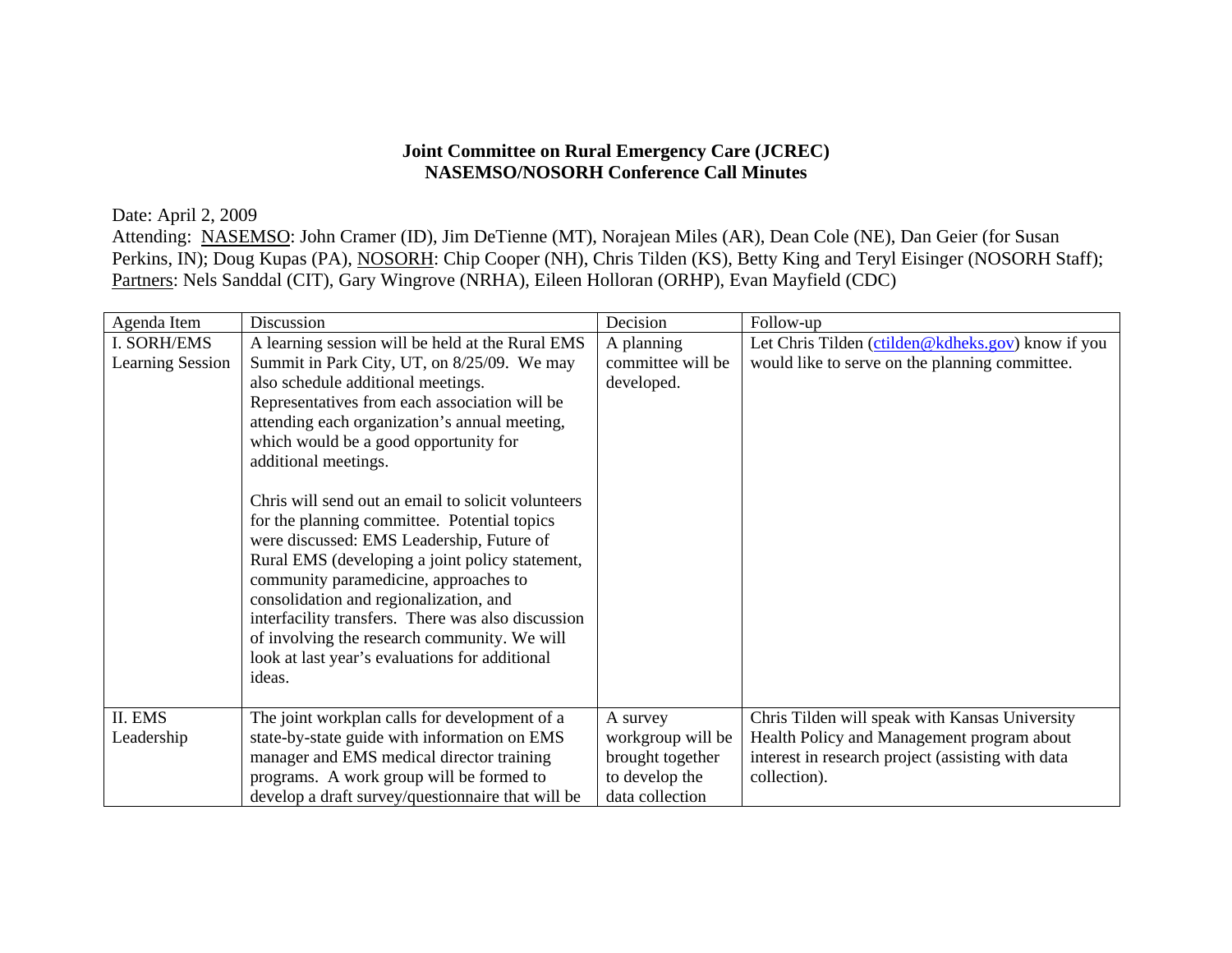# Joint Committee on Rural Emergency Care (JCREC)
## NASEMSO/NOSORH Conference Call Minutes

Date: April 2, 2009

Attending: <u>NASEMSO</u>: John Cramer (ID), Jim DeTienne (MT), Norajean Miles (AR), Dean Cole (NE), Dan Geier (for Susan Perkins, IN); Doug Kupas (PA), <u>NOSORH</u>: Chip Cooper (NH), Chris Tilden (KS), Betty King and Teryl Eisinger (NOSORH Staff); <u>Partners</u>: Nels Sanddal (CIT), Gary Wingrove (NRHA), Eileen Holloran (ORHP), Evan Mayfield (CDC)

| Agenda Item | Discussion | Decision | Follow-up |
|---|---|---|---|
| I. SORH/EMS Learning Session | A learning session will be held at the Rural EMS Summit in Park City, UT, on 8/25/09. We may also schedule additional meetings. Representatives from each association will be attending each organization's annual meeting, which would be a good opportunity for additional meetings.<br><br>Chris will send out an email to solicit volunteers for the planning committee. Potential topics were discussed: EMS Leadership, Future of Rural EMS (developing a joint policy statement, community paramedicine, approaches to consolidation and regionalization, and interfacility transfers. There was also discussion of involving the research community. We will look at last year's evaluations for additional ideas. | A planning committee will be developed. | Let Chris Tilden (ctilden@kdheks.gov) know if you would like to serve on the planning committee. |
| II. EMS Leadership | The joint workplan calls for development of a state-by-state guide with information on EMS manager and EMS medical director training programs. A work group will be formed to develop a draft survey/questionnaire that will be | A survey workgroup will be brought together to develop the data collection | Chris Tilden will speak with Kansas University Health Policy and Management program about interest in research project (assisting with data collection). |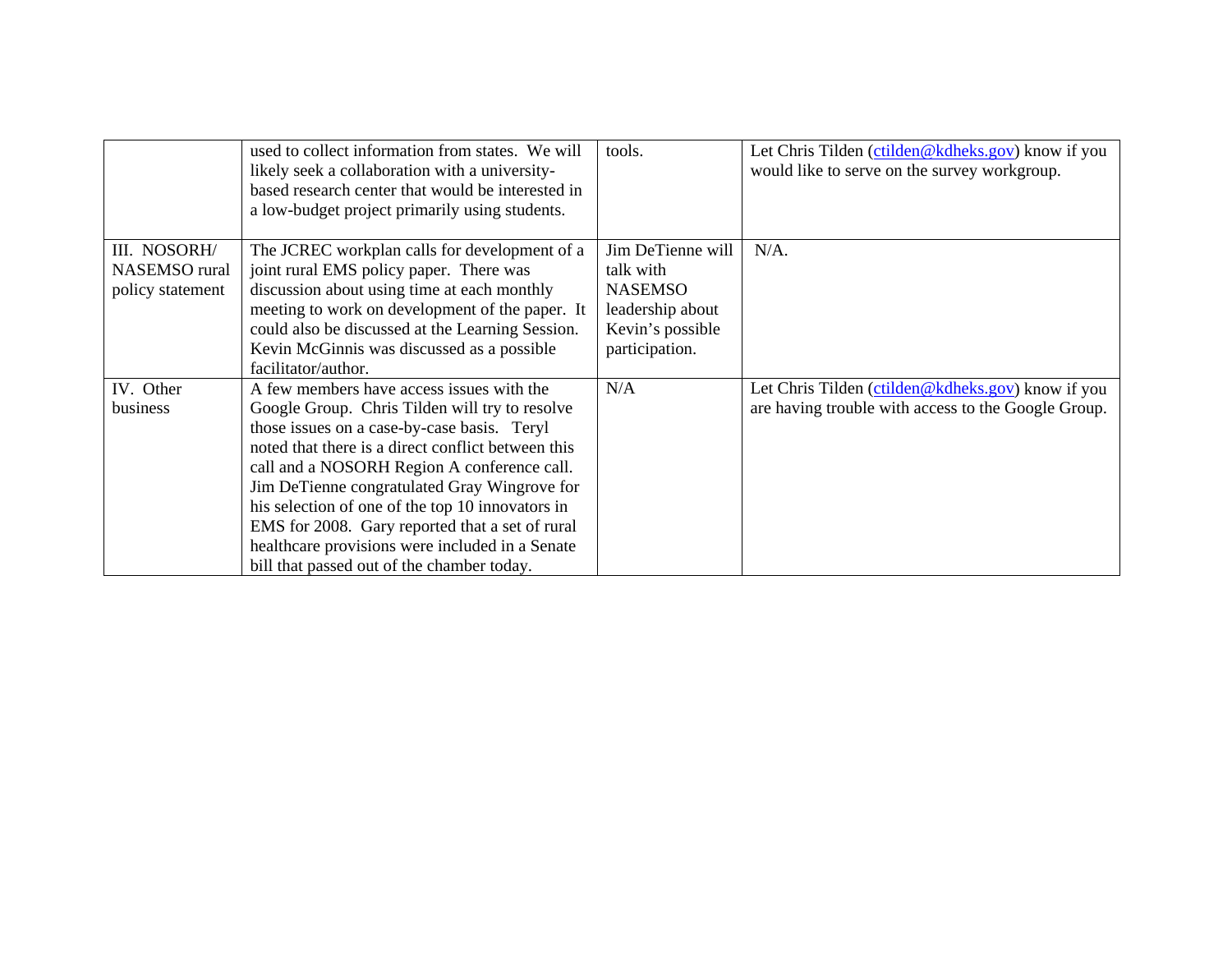| | | | |
|---|---|---|---|
| | used to collect information from states. We will likely seek a collaboration with a university-based research center that would be interested in a low-budget project primarily using students. | tools. | Let Chris Tilden (ctilden@kdheks.gov) know if you would like to serve on the survey workgroup. |
| III. NOSORH/ NASEMSO rural policy statement | The JCREC workplan calls for development of a joint rural EMS policy paper. There was discussion about using time at each monthly meeting to work on development of the paper. It could also be discussed at the Learning Session. Kevin McGinnis was discussed as a possible facilitator/author. | Jim DeTienne will talk with NASEMSO leadership about Kevin's possible participation. | N/A. |
| IV. Other business | A few members have access issues with the Google Group. Chris Tilden will try to resolve those issues on a case-by-case basis. Teryl noted that there is a direct conflict between this call and a NOSORH Region A conference call. Jim DeTienne congratulated Gray Wingrove for his selection of one of the top 10 innovators in EMS for 2008. Gary reported that a set of rural healthcare provisions were included in a Senate bill that passed out of the chamber today. | N/A | Let Chris Tilden (ctilden@kdheks.gov) know if you are having trouble with access to the Google Group. |